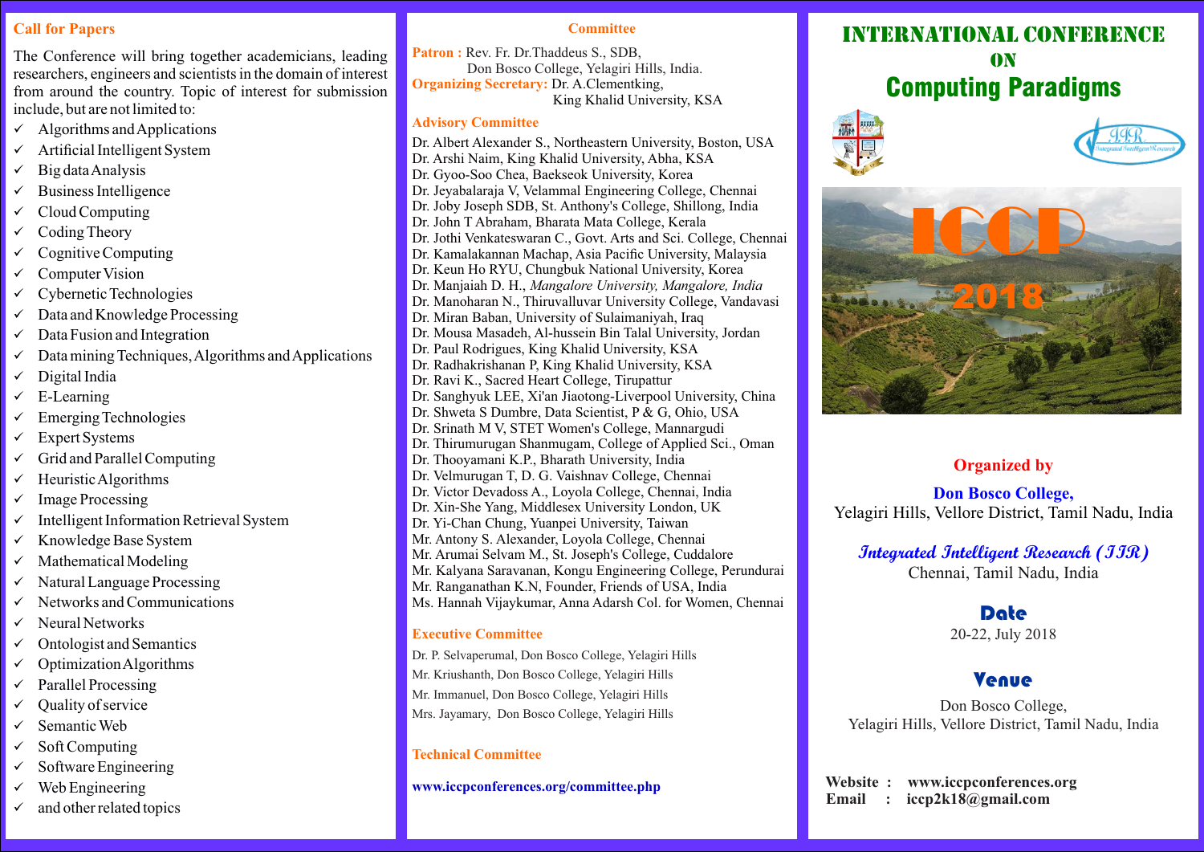## Call for Papers

The Conference will bring together academicians, leading researchers, engineers and scientists in the domain of interest from around the country. Topic of interest for submission include, but are not limited to:

- ✓ Algorithms and Applications
- ✓ Artificial Intelligent System
- ✓ Big data Analysis
- ✓ Business Intelligence
- ✓ Cloud Computing
- ✓ Coding Theory
- ✓ Cognitive Computing
- ✓ Computer Vision
- ✓ Cybernetic Technologies
- ✓ Data and Knowledge Processing
- ✓ Data Fusion and Integration
- ✓ Data mining Techniques, Algorithms and Applications
- ✓ Digital India
- ✓ E-Learning
- ✓ Emerging Technologies
- ✓ Expert Systems
- ✓ Grid and Parallel Computing
- ✓ Heuristic Algorithms
- ✓ Image Processing
- ✓ Intelligent Information Retrieval System
- ✓ Knowledge Base System
- ✓ Mathematical Modeling
- ✓ Natural Language Processing
- ✓ Networks and Communications
- ✓ Neural Networks
- ✓ Ontologist and Semantics
- ✓ Optimization Algorithms
- ✓ Parallel Processing
- ✓ Quality of service
- ✓ Semantic Web
- ✓ Soft Computing
- ✓ Software Engineering
- ✓ Web Engineering
- ✓ and other related topics

## Committee

**Patron :** Rev. Fr. Dr.Thaddeus S., SDB,
Don Bosco College, Yelagiri Hills, India.

**Organizing Secretary:** Dr. A.Clementking,
King Khalid University, KSA

### Advisory Committee

Dr. Albert Alexander S., Northeastern University, Boston, USA
Dr. Arshi Naim, King Khalid University, Abha, KSA
Dr. Gyoo-Soo Chea, Baekseok University, Korea
Dr. Jeyabalaraja V, Velammal Engineering College, Chennai
Dr. Joby Joseph SDB, St. Anthony's College, Shillong, India
Dr. John T Abraham, Bharata Mata College, Kerala
Dr. Jothi Venkateswaran C., Govt. Arts and Sci. College, Chennai
Dr. Kamalakannan Machap, Asia Pacific University, Malaysia
Dr. Keun Ho RYU, Chungbuk National University, Korea
Dr. Manjaiah D. H., *Mangalore University, Mangalore, India*
Dr. Manoharan N., Thiruvalluvar University College, Vandavasi
Dr. Miran Baban, University of Sulaimaniyah, Iraq
Dr. Mousa Masadeh, Al-hussein Bin Talal University, Jordan
Dr. Paul Rodrigues, King Khalid University, KSA
Dr. Radhakrishanan P, King Khalid University, KSA
Dr. Ravi K., Sacred Heart College, Tirupattur
Dr. Sanghyuk LEE, Xi'an Jiaotong-Liverpool University, China
Dr. Shweta S Dumbre, Data Scientist, P & G, Ohio, USA
Dr. Srinath M V, STET Women's College, Mannargudi
Dr. Thirumurugan Shanmugam, College of Applied Sci., Oman
Dr. Thooyamani K.P., Bharath University, India
Dr. Velmurugan T, D. G. Vaishnav College, Chennai
Dr. Victor Devadoss A., Loyola College, Chennai, India
Dr. Xin-She Yang, Middlesex University London, UK
Dr. Yi-Chan Chung, Yuanpei University, Taiwan
Mr. Antony S. Alexander, Loyola College, Chennai
Mr. Arumai Selvam M., St. Joseph's College, Cuddalore
Mr. Kalyana Saravanan, Kongu Engineering College, Perundurai
Mr. Ranganathan K.N, Founder, Friends of USA, India
Ms. Hannah Vijaykumar, Anna Adarsh Col. for Women, Chennai

### Executive Committee

Dr. P. Selvaperumal, Don Bosco College, Yelagiri Hills
Mr. Kriushanth, Don Bosco College, Yelagiri Hills
Mr. Immanuel, Don Bosco College, Yelagiri Hills
Mrs. Jayamary, Don Bosco College, Yelagiri Hills

### Technical Committee

**www.iccpconferences.org/committee.php**

# INTERNATIONAL CONFERENCE ON Computing Paradigms

IJR
*Integrated Intelligent Research*

ICCP 2018

### Organized by

**Don Bosco College,**
Yelagiri Hills, Vellore District, Tamil Nadu, India

***Integrated Intelligent Research (IIR)***
Chennai, Tamil Nadu, India

### Date

20-22, July 2018

### Venue

Don Bosco College,
Yelagiri Hills, Vellore District, Tamil Nadu, India

**Website :** **www.iccpconferences.org**
**Email :** **iccp2k18@gmail.com**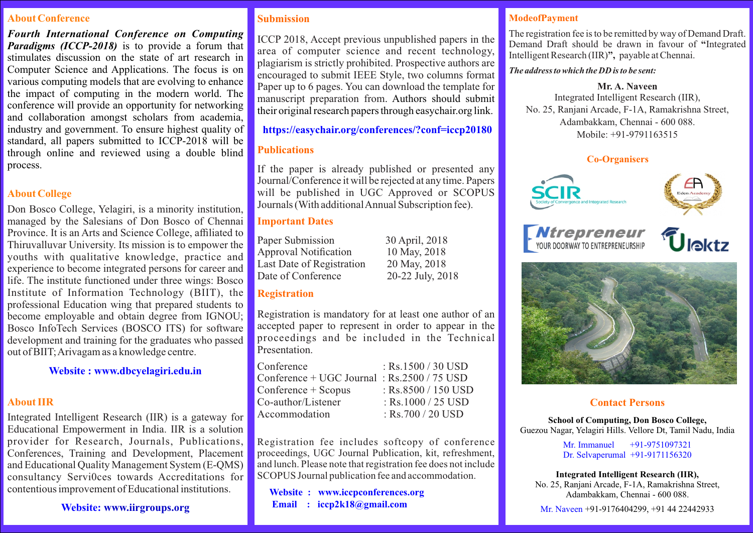## About Conference

***Fourth International Conference on Computing Paradigms (ICCP-2018)*** is to provide a forum that stimulates discussion on the state of art research in Computer Science and Applications. The focus is on various computing models that are evolving to enhance the impact of computing in the modern world. The conference will provide an opportunity for networking and collaboration amongst scholars from academia, industry and government. To ensure highest quality of standard, all papers submitted to ICCP-2018 will be through online and reviewed using a double blind process.

## About College

Don Bosco College, Yelagiri, is a minority institution, managed by the Salesians of Don Bosco of Chennai Province. It is an Arts and Science College, affiliated to Thiruvalluvar University. Its mission is to empower the youths with qualitative knowledge, practice and experience to become integrated persons for career and life. The institute functioned under three wings: Bosco Institute of Information Technology (BIIT), the professional Education wing that prepared students to become employable and obtain degree from IGNOU; Bosco InfoTech Services (BOSCO ITS) for software development and training for the graduates who passed out of BIIT; Arivagam as a knowledge centre.

**Website : www.dbcyelagiri.edu.in**

## About IIR

Integrated Intelligent Research (IIR) is a gateway for Educational Empowerment in India. IIR is a solution provider for Research, Journals, Publications, Conferences, Training and Development, Placement and Educational Quality Management System (E-QMS) consultancy Servi0ces towards Accreditations for contentious improvement of Educational institutions.

**Website: www.iirgroups.org**

## Submission

ICCP 2018, Accept previous unpublished papers in the area of computer science and recent technology, plagiarism is strictly prohibited. Prospective authors are encouraged to submit IEEE Style, two columns format Paper up to 6 pages. You can download the template for manuscript preparation from. Authors should submit their original research papers through easychair.org link.

**https://easychair.org/conferences/?conf=iccp20180**

## Publications

If the paper is already published or presented any Journal/Conference it will be rejected at any time. Papers will be published in UGC Approved or SCOPUS Journals (With additional Annual Subscription fee).

## Important Dates

| | |
|---|---|
| Paper Submission | 30 April, 2018 |
| Approval Notification | 10 May, 2018 |
| Last Date of Registration | 20 May, 2018 |
| Date of Conference | 20-22 July, 2018 |

## Registration

Registration is mandatory for at least one author of an accepted paper to represent in order to appear in the proceedings and be included in the Technical Presentation.

| | |
|---|---|
| Conference | : Rs.1500 / 30 USD |
| Conference + UGC Journal | : Rs.2500 / 75 USD |
| Conference + Scopus | : Rs.8500 / 150 USD |
| Co-author/Listener | : Rs.1000 / 25 USD |
| Accommodation | : Rs.700 / 20 USD |

Registration fee includes softcopy of conference proceedings, UGC Journal Publication, kit, refreshment, and lunch. Please note that registration fee does not include SCOPUS Journal publication fee and accommodation.

**Website : www.iccpconferences.org**
**Email : iccp2k18@gmail.com**

## ModeofPayment

The registration fee is to be remitted by way of Demand Draft. Demand Draft should be drawn in favour of **"Integrated Intelligent Research (IIR)",** payable at Chennai.

***The address to which the DD is to be sent:***

**Mr. A. Naveen**
Integrated Intelligent Research (IIR),
No. 25, Ranjani Arcade, F-1A, Ramakrishna Street,
Adambakkam, Chennai - 600 088.
Mobile: +91-9791163515

## Co-Organisers

SCIR – Society of Convergence and Integrated Research
Eden Academy
Ntrepreneur – YOUR DOORWAY TO ENTREPRENEURSHIP
Uloktz

## Contact Persons

**School of Computing, Don Bosco College,**
Guezou Nagar, Yelagiri Hills. Vellore Dt, Tamil Nadu, India

Mr. Immanuel +91-9751097321
Dr. Selvaperumal +91-9171156320

**Integrated Intelligent Research (IIR),**
No. 25, Ranjani Arcade, F-1A, Ramakrishna Street,
Adambakkam, Chennai - 600 088.

Mr. Naveen +91-9176404299, +91 44 22442933